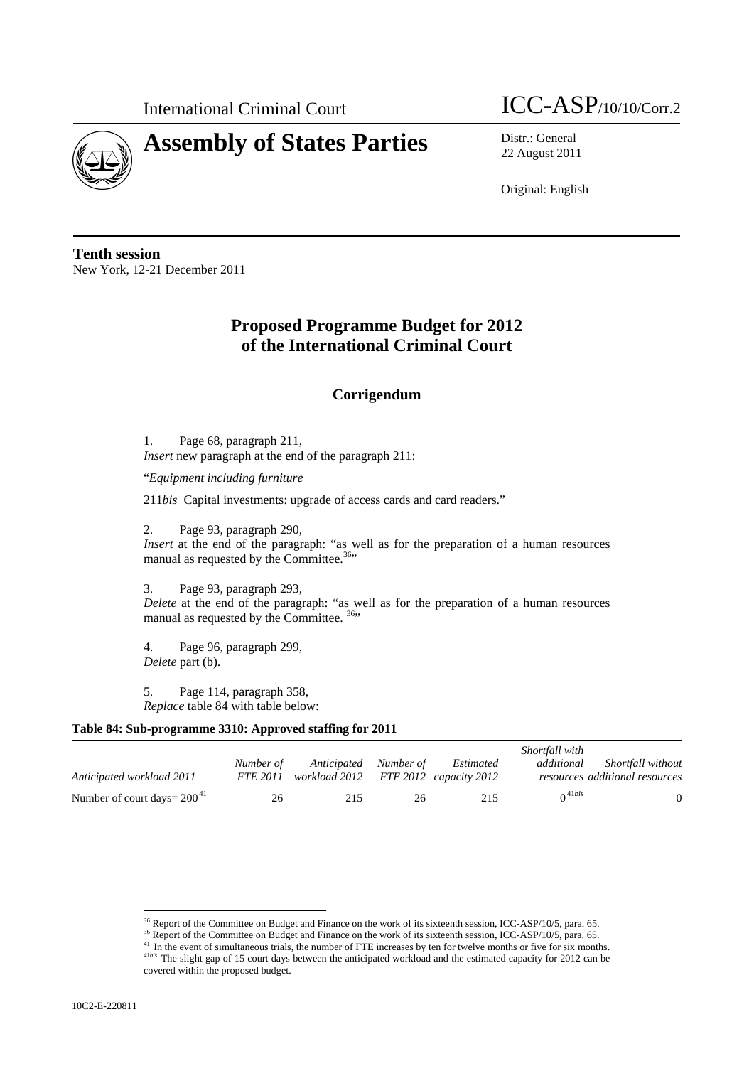International Criminal Court

# Assembly of States Parties

ICC-ASP/10/10/Corr.2

Distr.: General
22 August 2011

Original: English

**Tenth session**
New York, 12-21 December 2011

## Proposed Programme Budget for 2012 of the International Criminal Court

### Corrigendum

1. Page 68, paragraph 211,
*Insert* new paragraph at the end of the paragraph 211:

"*Equipment including furniture*

211*bis* Capital investments: upgrade of access cards and card readers."

2. Page 93, paragraph 290,
*Insert* at the end of the paragraph: "as well as for the preparation of a human resources manual as requested by the Committee.[36]"

3. Page 93, paragraph 293,
*Delete* at the end of the paragraph: "as well as for the preparation of a human resources manual as requested by the Committee. [36]"

4. Page 96, paragraph 299,
*Delete* part (b).

5. Page 114, paragraph 358,
*Replace* table 84 with table below:

**Table 84: Sub-programme 3310: Approved staffing for 2011**

| *Anticipated workload 2011* | *Number of FTE 2011* | *Anticipated workload 2012* | *Number of FTE 2012* | *Estimated capacity 2012* | *Shortfall with additional resources* | *Shortfall without additional resources* |
|---|---|---|---|---|---|---|
| Number of court days= 200[41] | 26 | 215 | 26 | 215 | 0[41bis] | 0 |

[36] Report of the Committee on Budget and Finance on the work of its sixteenth session, ICC-ASP/10/5, para. 65.
[36] Report of the Committee on Budget and Finance on the work of its sixteenth session, ICC-ASP/10/5, para. 65.
[41] In the event of simultaneous trials, the number of FTE increases by ten for twelve months or five for six months.
[41bis] The slight gap of 15 court days between the anticipated workload and the estimated capacity for 2012 can be covered within the proposed budget.

10C2-E-220811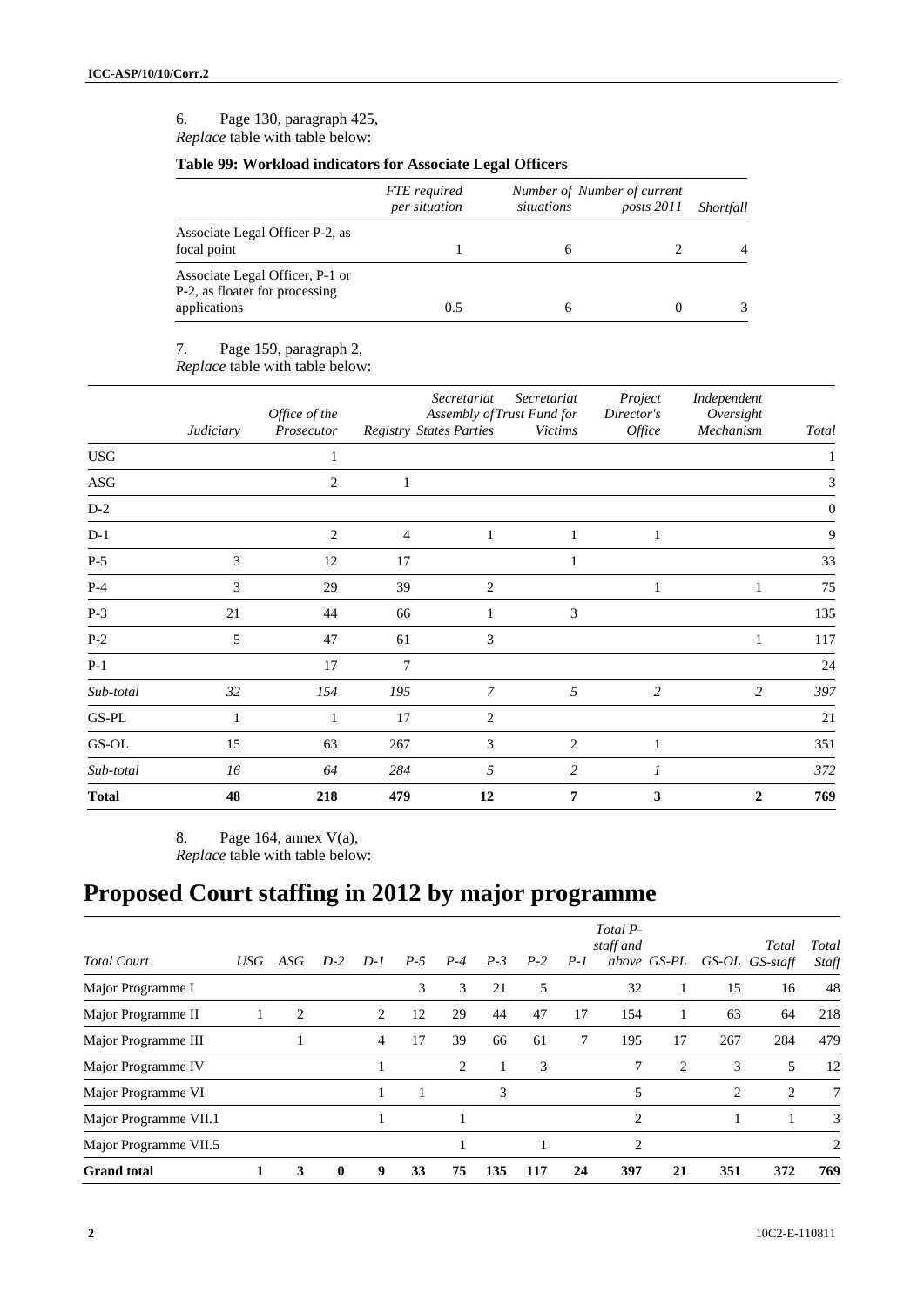6. Page 130, paragraph 425,
*Replace* table with table below:

**Table 99: Workload indicators for Associate Legal Officers**

| | *FTE required per situation* | *Number of situations* | *Number of current posts 2011* | *Shortfall* |
|---|---|---|---|---|
| Associate Legal Officer P-2, as focal point | 1 | 6 | 2 | 4 |
| Associate Legal Officer, P-1 or P-2, as floater for processing applications | 0.5 | 6 | 0 | 3 |

7. Page 159, paragraph 2,
*Replace* table with table below:

| | *Judiciary* | *Office of the Prosecutor* | *Registry* | *Secretariat Assembly of States Parties* | *Secretariat Trust Fund for Victims* | *Project Director's Office* | *Independent Oversight Mechanism* | *Total* |
|---|---|---|---|---|---|---|---|---|
| USG | | 1 | | | | | | 1 |
| ASG | | 2 | 1 | | | | | 3 |
| D-2 | | | | | | | | 0 |
| D-1 | | 2 | 4 | 1 | 1 | 1 | | 9 |
| P-5 | 3 | 12 | 17 | | 1 | | | 33 |
| P-4 | 3 | 29 | 39 | 2 | | 1 | 1 | 75 |
| P-3 | 21 | 44 | 66 | 1 | 3 | | | 135 |
| P-2 | 5 | 47 | 61 | 3 | | | 1 | 117 |
| P-1 | | 17 | 7 | | | | | 24 |
| *Sub-total* | *32* | *154* | *195* | *7* | *5* | *2* | *2* | *397* |
| GS-PL | 1 | 1 | 17 | 2 | | | | 21 |
| GS-OL | 15 | 63 | 267 | 3 | 2 | 1 | | 351 |
| *Sub-total* | *16* | *64* | *284* | *5* | *2* | *1* | | *372* |
| **Total** | **48** | **218** | **479** | **12** | **7** | **3** | **2** | **769** |

8. Page 164, annex V(a),
*Replace* table with table below:

# Proposed Court staffing in 2012 by major programme

| *Total Court* | *USG* | *ASG* | *D-2* | *D-1* | *P-5* | *P-4* | *P-3* | *P-2* | *P-1* | *Total P-staff and above* | *GS-PL* | *GS-OL* | *Total GS-staff* | *Total Staff* |
|---|---|---|---|---|---|---|---|---|---|---|---|---|---|---|
| Major Programme I | | | | | 3 | 3 | 21 | 5 | | 32 | 1 | 15 | 16 | 48 |
| Major Programme II | 1 | 2 | | 2 | 12 | 29 | 44 | 47 | 17 | 154 | 1 | 63 | 64 | 218 |
| Major Programme III | | 1 | | 4 | 17 | 39 | 66 | 61 | 7 | 195 | 17 | 267 | 284 | 479 |
| Major Programme IV | | | | 1 | | 2 | 1 | 3 | | 7 | 2 | 3 | 5 | 12 |
| Major Programme VI | | | | 1 | 1 | | 3 | | | 5 | | 2 | 2 | 7 |
| Major Programme VII.1 | | | | 1 | | 1 | | | | 2 | | 1 | 1 | 3 |
| Major Programme VII.5 | | | | | | 1 | | 1 | | 2 | | | | 2 |
| **Grand total** | **1** | **3** | **0** | **9** | **33** | **75** | **135** | **117** | **24** | **397** | **21** | **351** | **372** | **769** |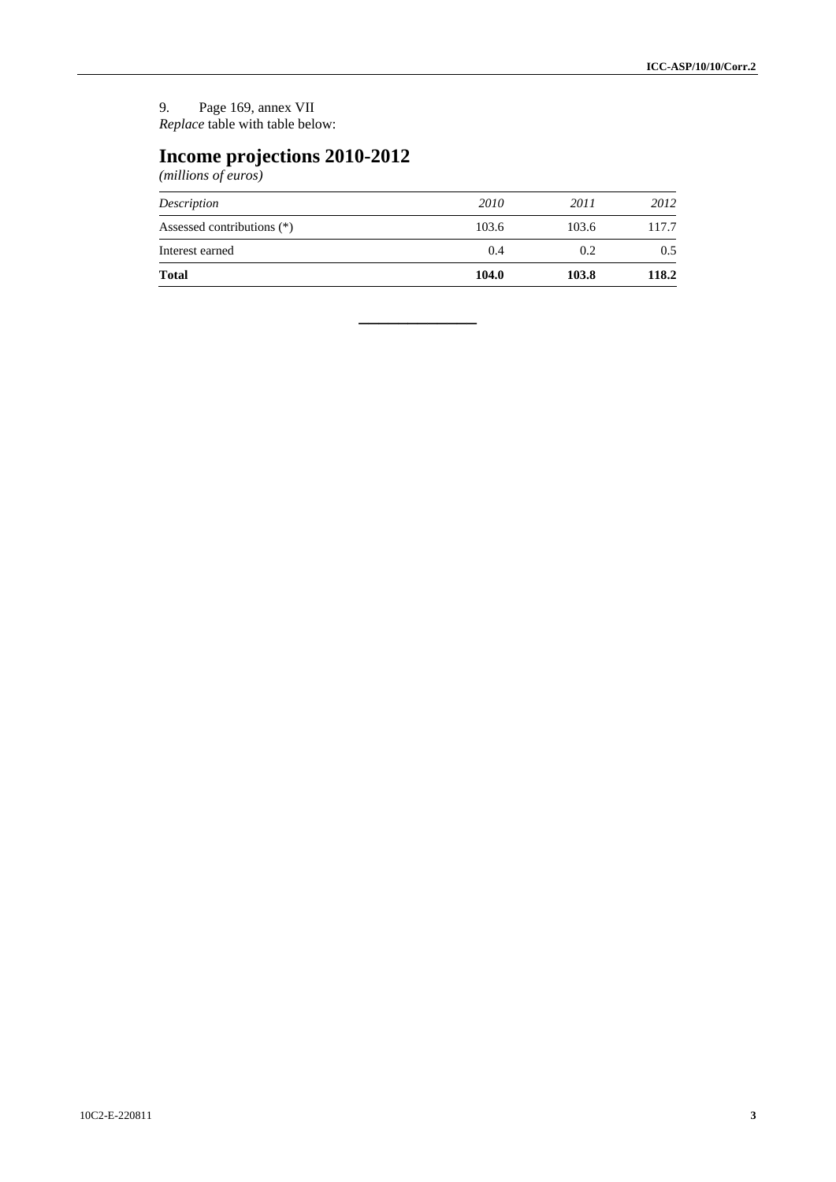9. Page 169, annex VII

*Replace* table with table below:

# Income projections 2010-2012

*(millions of euros)*

| *Description* | *2010* | *2011* | *2012* |
|---|---|---|---|
| Assessed contributions (*) | 103.6 | 103.6 | 117.7 |
| Interest earned | 0.4 | 0.2 | 0.5 |
| **Total** | **104.0** | **103.8** | **118.2** |

---